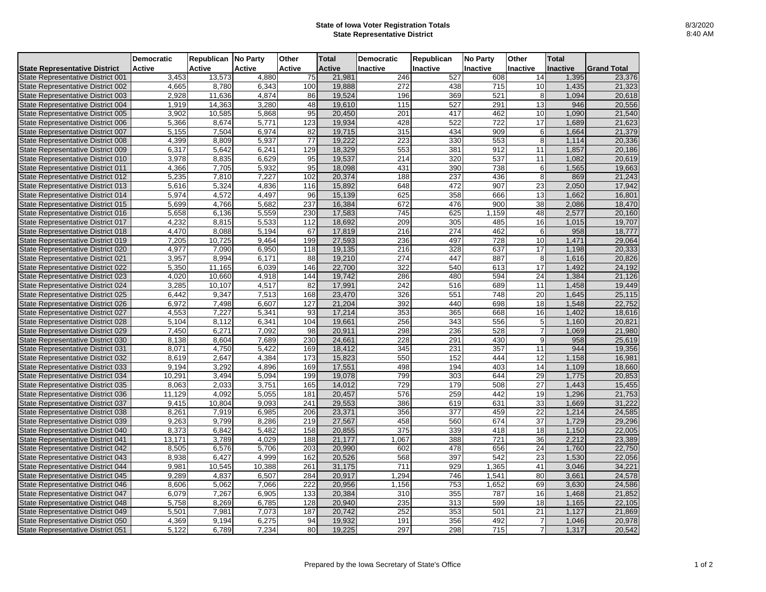# State of Iowa Voter Registration Totals
## State Representative District

8/3/2020
8:40 AM

| State Representative District | Democratic Active | Republican Active | No Party Active | Other Active | Total Active | Democratic Inactive | Republican Inactive | No Party Inactive | Other Inactive | Total Inactive | Grand Total |
|---|---|---|---|---|---|---|---|---|---|---|---|
| State Representative District 001 | 3,453 | 13,573 | 4,880 | 75 | 21,981 | 246 | 527 | 608 | 14 | 1,395 | 23,376 |
| State Representative District 002 | 4,665 | 8,780 | 6,343 | 100 | 19,888 | 272 | 438 | 715 | 10 | 1,435 | 21,323 |
| State Representative District 003 | 2,928 | 11,636 | 4,874 | 86 | 19,524 | 196 | 369 | 521 | 8 | 1,094 | 20,618 |
| State Representative District 004 | 1,919 | 14,363 | 3,280 | 48 | 19,610 | 115 | 527 | 291 | 13 | 946 | 20,556 |
| State Representative District 005 | 3,902 | 10,585 | 5,868 | 95 | 20,450 | 201 | 417 | 462 | 10 | 1,090 | 21,540 |
| State Representative District 006 | 5,366 | 8,674 | 5,771 | 123 | 19,934 | 428 | 522 | 722 | 17 | 1,689 | 21,623 |
| State Representative District 007 | 5,155 | 7,504 | 6,974 | 82 | 19,715 | 315 | 434 | 909 | 6 | 1,664 | 21,379 |
| State Representative District 008 | 4,399 | 8,809 | 5,937 | 77 | 19,222 | 223 | 330 | 553 | 8 | 1,114 | 20,336 |
| State Representative District 009 | 6,317 | 5,642 | 6,241 | 129 | 18,329 | 553 | 381 | 912 | 11 | 1,857 | 20,186 |
| State Representative District 010 | 3,978 | 8,835 | 6,629 | 95 | 19,537 | 214 | 320 | 537 | 11 | 1,082 | 20,619 |
| State Representative District 011 | 4,366 | 7,705 | 5,932 | 95 | 18,098 | 431 | 390 | 738 | 6 | 1,565 | 19,663 |
| State Representative District 012 | 5,235 | 7,810 | 7,227 | 102 | 20,374 | 188 | 237 | 436 | 8 | 869 | 21,243 |
| State Representative District 013 | 5,616 | 5,324 | 4,836 | 116 | 15,892 | 648 | 472 | 907 | 23 | 2,050 | 17,942 |
| State Representative District 014 | 5,974 | 4,572 | 4,497 | 96 | 15,139 | 625 | 358 | 666 | 13 | 1,662 | 16,801 |
| State Representative District 015 | 5,699 | 4,766 | 5,682 | 237 | 16,384 | 672 | 476 | 900 | 38 | 2,086 | 18,470 |
| State Representative District 016 | 5,658 | 6,136 | 5,559 | 230 | 17,583 | 745 | 625 | 1,159 | 48 | 2,577 | 20,160 |
| State Representative District 017 | 4,232 | 8,815 | 5,533 | 112 | 18,692 | 209 | 305 | 485 | 16 | 1,015 | 19,707 |
| State Representative District 018 | 4,470 | 8,088 | 5,194 | 67 | 17,819 | 216 | 274 | 462 | 6 | 958 | 18,777 |
| State Representative District 019 | 7,205 | 10,725 | 9,464 | 199 | 27,593 | 236 | 497 | 728 | 10 | 1,471 | 29,064 |
| State Representative District 020 | 4,977 | 7,090 | 6,950 | 118 | 19,135 | 216 | 328 | 637 | 17 | 1,198 | 20,333 |
| State Representative District 021 | 3,957 | 8,994 | 6,171 | 88 | 19,210 | 274 | 447 | 887 | 8 | 1,616 | 20,826 |
| State Representative District 022 | 5,350 | 11,165 | 6,039 | 146 | 22,700 | 322 | 540 | 613 | 17 | 1,492 | 24,192 |
| State Representative District 023 | 4,020 | 10,660 | 4,918 | 144 | 19,742 | 286 | 480 | 594 | 24 | 1,384 | 21,126 |
| State Representative District 024 | 3,285 | 10,107 | 4,517 | 82 | 17,991 | 242 | 516 | 689 | 11 | 1,458 | 19,449 |
| State Representative District 025 | 6,442 | 9,347 | 7,513 | 168 | 23,470 | 326 | 551 | 748 | 20 | 1,645 | 25,115 |
| State Representative District 026 | 6,972 | 7,498 | 6,607 | 127 | 21,204 | 392 | 440 | 698 | 18 | 1,548 | 22,752 |
| State Representative District 027 | 4,553 | 7,227 | 5,341 | 93 | 17,214 | 353 | 365 | 668 | 16 | 1,402 | 18,616 |
| State Representative District 028 | 5,104 | 8,112 | 6,341 | 104 | 19,661 | 256 | 343 | 556 | 5 | 1,160 | 20,821 |
| State Representative District 029 | 7,450 | 6,271 | 7,092 | 98 | 20,911 | 298 | 236 | 528 | 7 | 1,069 | 21,980 |
| State Representative District 030 | 8,138 | 8,604 | 7,689 | 230 | 24,661 | 228 | 291 | 430 | 9 | 958 | 25,619 |
| State Representative District 031 | 8,071 | 4,750 | 5,422 | 169 | 18,412 | 345 | 231 | 357 | 11 | 944 | 19,356 |
| State Representative District 032 | 8,619 | 2,647 | 4,384 | 173 | 15,823 | 550 | 152 | 444 | 12 | 1,158 | 16,981 |
| State Representative District 033 | 9,194 | 3,292 | 4,896 | 169 | 17,551 | 498 | 194 | 403 | 14 | 1,109 | 18,660 |
| State Representative District 034 | 10,291 | 3,494 | 5,094 | 199 | 19,078 | 799 | 303 | 644 | 29 | 1,775 | 20,853 |
| State Representative District 035 | 8,063 | 2,033 | 3,751 | 165 | 14,012 | 729 | 179 | 508 | 27 | 1,443 | 15,455 |
| State Representative District 036 | 11,129 | 4,092 | 5,055 | 181 | 20,457 | 576 | 259 | 442 | 19 | 1,296 | 21,753 |
| State Representative District 037 | 9,415 | 10,804 | 9,093 | 241 | 29,553 | 386 | 619 | 631 | 33 | 1,669 | 31,222 |
| State Representative District 038 | 8,261 | 7,919 | 6,985 | 206 | 23,371 | 356 | 377 | 459 | 22 | 1,214 | 24,585 |
| State Representative District 039 | 9,263 | 9,799 | 8,286 | 219 | 27,567 | 458 | 560 | 674 | 37 | 1,729 | 29,296 |
| State Representative District 040 | 8,373 | 6,842 | 5,482 | 158 | 20,855 | 375 | 339 | 418 | 18 | 1,150 | 22,005 |
| State Representative District 041 | 13,171 | 3,789 | 4,029 | 188 | 21,177 | 1,067 | 388 | 721 | 36 | 2,212 | 23,389 |
| State Representative District 042 | 8,505 | 6,576 | 5,706 | 203 | 20,990 | 602 | 478 | 656 | 24 | 1,760 | 22,750 |
| State Representative District 043 | 8,938 | 6,427 | 4,999 | 162 | 20,526 | 568 | 397 | 542 | 23 | 1,530 | 22,056 |
| State Representative District 044 | 9,981 | 10,545 | 10,388 | 261 | 31,175 | 711 | 929 | 1,365 | 41 | 3,046 | 34,221 |
| State Representative District 045 | 9,289 | 4,837 | 6,507 | 284 | 20,917 | 1,294 | 746 | 1,541 | 80 | 3,661 | 24,578 |
| State Representative District 046 | 8,606 | 5,062 | 7,066 | 222 | 20,956 | 1,156 | 753 | 1,652 | 69 | 3,630 | 24,586 |
| State Representative District 047 | 6,079 | 7,267 | 6,905 | 133 | 20,384 | 310 | 355 | 787 | 16 | 1,468 | 21,852 |
| State Representative District 048 | 5,758 | 8,269 | 6,785 | 128 | 20,940 | 235 | 313 | 599 | 18 | 1,165 | 22,105 |
| State Representative District 049 | 5,501 | 7,981 | 7,073 | 187 | 20,742 | 252 | 353 | 501 | 21 | 1,127 | 21,869 |
| State Representative District 050 | 4,369 | 9,194 | 6,275 | 94 | 19,932 | 191 | 356 | 492 | 7 | 1,046 | 20,978 |
| State Representative District 051 | 5,122 | 6,789 | 7,234 | 80 | 19,225 | 297 | 298 | 715 | 7 | 1,317 | 20,542 |

Prepared by the Iowa Secretary of State's Office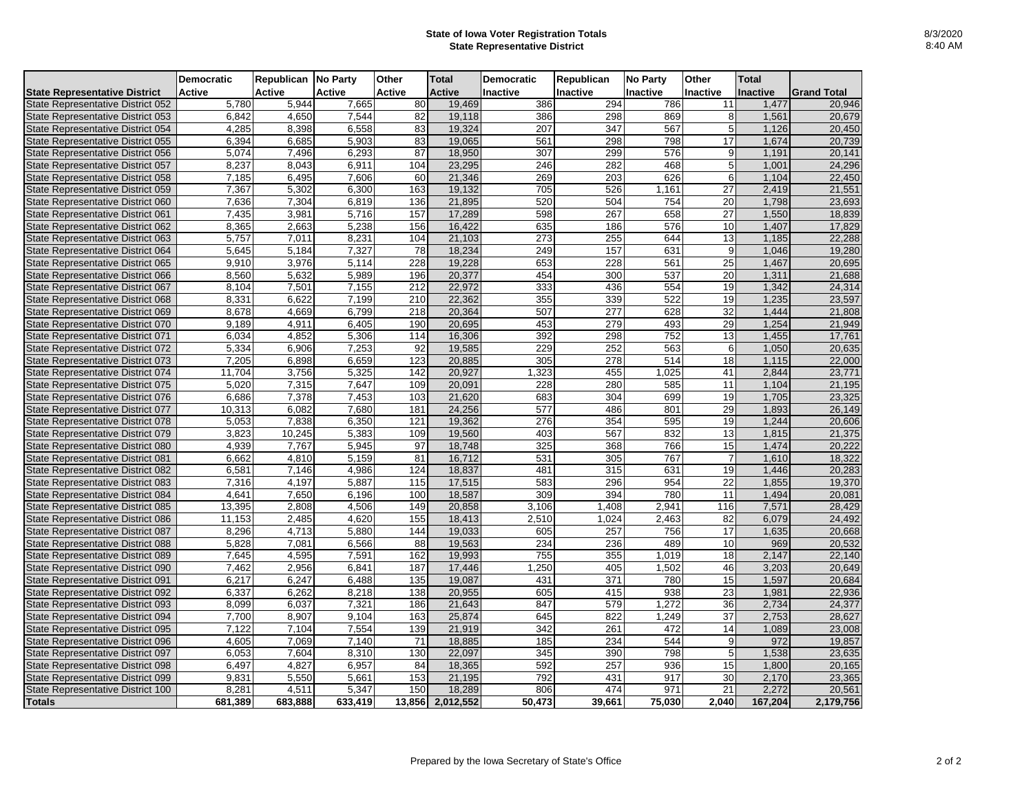# State of Iowa Voter Registration Totals
## State Representative District

8/3/2020
8:40 AM

| State Representative District | Democratic Active | Republican Active | No Party Active | Other Active | Total Active | Democratic Inactive | Republican Inactive | No Party Inactive | Other Inactive | Total Inactive | Grand Total |
|---|---|---|---|---|---|---|---|---|---|---|---|
| State Representative District 052 | 5,780 | 5,944 | 7,665 | 80 | 19,469 | 386 | 294 | 786 | 11 | 1,477 | 20,946 |
| State Representative District 053 | 6,842 | 4,650 | 7,544 | 82 | 19,118 | 386 | 298 | 869 | 8 | 1,561 | 20,679 |
| State Representative District 054 | 4,285 | 8,398 | 6,558 | 83 | 19,324 | 207 | 347 | 567 | 5 | 1,126 | 20,450 |
| State Representative District 055 | 6,394 | 6,685 | 5,903 | 83 | 19,065 | 561 | 298 | 798 | 17 | 1,674 | 20,739 |
| State Representative District 056 | 5,074 | 7,496 | 6,293 | 87 | 18,950 | 307 | 299 | 576 | 9 | 1,191 | 20,141 |
| State Representative District 057 | 8,237 | 8,043 | 6,911 | 104 | 23,295 | 246 | 282 | 468 | 5 | 1,001 | 24,296 |
| State Representative District 058 | 7,185 | 6,495 | 7,606 | 60 | 21,346 | 269 | 203 | 626 | 6 | 1,104 | 22,450 |
| State Representative District 059 | 7,367 | 5,302 | 6,300 | 163 | 19,132 | 705 | 526 | 1,161 | 27 | 2,419 | 21,551 |
| State Representative District 060 | 7,636 | 7,304 | 6,819 | 136 | 21,895 | 520 | 504 | 754 | 20 | 1,798 | 23,693 |
| State Representative District 061 | 7,435 | 3,981 | 5,716 | 157 | 17,289 | 598 | 267 | 658 | 27 | 1,550 | 18,839 |
| State Representative District 062 | 8,365 | 2,663 | 5,238 | 156 | 16,422 | 635 | 186 | 576 | 10 | 1,407 | 17,829 |
| State Representative District 063 | 5,757 | 7,011 | 8,231 | 104 | 21,103 | 273 | 255 | 644 | 13 | 1,185 | 22,288 |
| State Representative District 064 | 5,645 | 5,184 | 7,327 | 78 | 18,234 | 249 | 157 | 631 | 9 | 1,046 | 19,280 |
| State Representative District 065 | 9,910 | 3,976 | 5,114 | 228 | 19,228 | 653 | 228 | 561 | 25 | 1,467 | 20,695 |
| State Representative District 066 | 8,560 | 5,632 | 5,989 | 196 | 20,377 | 454 | 300 | 537 | 20 | 1,311 | 21,688 |
| State Representative District 067 | 8,104 | 7,501 | 7,155 | 212 | 22,972 | 333 | 436 | 554 | 19 | 1,342 | 24,314 |
| State Representative District 068 | 8,331 | 6,622 | 7,199 | 210 | 22,362 | 355 | 339 | 522 | 19 | 1,235 | 23,597 |
| State Representative District 069 | 8,678 | 4,669 | 6,799 | 218 | 20,364 | 507 | 277 | 628 | 32 | 1,444 | 21,808 |
| State Representative District 070 | 9,189 | 4,911 | 6,405 | 190 | 20,695 | 453 | 279 | 493 | 29 | 1,254 | 21,949 |
| State Representative District 071 | 6,034 | 4,852 | 5,306 | 114 | 16,306 | 392 | 298 | 752 | 13 | 1,455 | 17,761 |
| State Representative District 072 | 5,334 | 6,906 | 7,253 | 92 | 19,585 | 229 | 252 | 563 | 6 | 1,050 | 20,635 |
| State Representative District 073 | 7,205 | 6,898 | 6,659 | 123 | 20,885 | 305 | 278 | 514 | 18 | 1,115 | 22,000 |
| State Representative District 074 | 11,704 | 3,756 | 5,325 | 142 | 20,927 | 1,323 | 455 | 1,025 | 41 | 2,844 | 23,771 |
| State Representative District 075 | 5,020 | 7,315 | 7,647 | 109 | 20,091 | 228 | 280 | 585 | 11 | 1,104 | 21,195 |
| State Representative District 076 | 6,686 | 7,378 | 7,453 | 103 | 21,620 | 683 | 304 | 699 | 19 | 1,705 | 23,325 |
| State Representative District 077 | 10,313 | 6,082 | 7,680 | 181 | 24,256 | 577 | 486 | 801 | 29 | 1,893 | 26,149 |
| State Representative District 078 | 5,053 | 7,838 | 6,350 | 121 | 19,362 | 276 | 354 | 595 | 19 | 1,244 | 20,606 |
| State Representative District 079 | 3,823 | 10,245 | 5,383 | 109 | 19,560 | 403 | 567 | 832 | 13 | 1,815 | 21,375 |
| State Representative District 080 | 4,939 | 7,767 | 5,945 | 97 | 18,748 | 325 | 368 | 766 | 15 | 1,474 | 20,222 |
| State Representative District 081 | 6,662 | 4,810 | 5,159 | 81 | 16,712 | 531 | 305 | 767 | 7 | 1,610 | 18,322 |
| State Representative District 082 | 6,581 | 7,146 | 4,986 | 124 | 18,837 | 481 | 315 | 631 | 19 | 1,446 | 20,283 |
| State Representative District 083 | 7,316 | 4,197 | 5,887 | 115 | 17,515 | 583 | 296 | 954 | 22 | 1,855 | 19,370 |
| State Representative District 084 | 4,641 | 7,650 | 6,196 | 100 | 18,587 | 309 | 394 | 780 | 11 | 1,494 | 20,081 |
| State Representative District 085 | 13,395 | 2,808 | 4,506 | 149 | 20,858 | 3,106 | 1,408 | 2,941 | 116 | 7,571 | 28,429 |
| State Representative District 086 | 11,153 | 2,485 | 4,620 | 155 | 18,413 | 2,510 | 1,024 | 2,463 | 82 | 6,079 | 24,492 |
| State Representative District 087 | 8,296 | 4,713 | 5,880 | 144 | 19,033 | 605 | 257 | 756 | 17 | 1,635 | 20,668 |
| State Representative District 088 | 5,828 | 7,081 | 6,566 | 88 | 19,563 | 234 | 236 | 489 | 10 | 969 | 20,532 |
| State Representative District 089 | 7,645 | 4,595 | 7,591 | 162 | 19,993 | 755 | 355 | 1,019 | 18 | 2,147 | 22,140 |
| State Representative District 090 | 7,462 | 2,956 | 6,841 | 187 | 17,446 | 1,250 | 405 | 1,502 | 46 | 3,203 | 20,649 |
| State Representative District 091 | 6,217 | 6,247 | 6,488 | 135 | 19,087 | 431 | 371 | 780 | 15 | 1,597 | 20,684 |
| State Representative District 092 | 6,337 | 6,262 | 8,218 | 138 | 20,955 | 605 | 415 | 938 | 23 | 1,981 | 22,936 |
| State Representative District 093 | 8,099 | 6,037 | 7,321 | 186 | 21,643 | 847 | 579 | 1,272 | 36 | 2,734 | 24,377 |
| State Representative District 094 | 7,700 | 8,907 | 9,104 | 163 | 25,874 | 645 | 822 | 1,249 | 37 | 2,753 | 28,627 |
| State Representative District 095 | 7,122 | 7,104 | 7,554 | 139 | 21,919 | 342 | 261 | 472 | 14 | 1,089 | 23,008 |
| State Representative District 096 | 4,605 | 7,069 | 7,140 | 71 | 18,885 | 185 | 234 | 544 | 9 | 972 | 19,857 |
| State Representative District 097 | 6,053 | 7,604 | 8,310 | 130 | 22,097 | 345 | 390 | 798 | 5 | 1,538 | 23,635 |
| State Representative District 098 | 6,497 | 4,827 | 6,957 | 84 | 18,365 | 592 | 257 | 936 | 15 | 1,800 | 20,165 |
| State Representative District 099 | 9,831 | 5,550 | 5,661 | 153 | 21,195 | 792 | 431 | 917 | 30 | 2,170 | 23,365 |
| State Representative District 100 | 8,281 | 4,511 | 5,347 | 150 | 18,289 | 806 | 474 | 971 | 21 | 2,272 | 20,561 |
| **Totals** | **681,389** | **683,888** | **633,419** | **13,856** | **2,012,552** | **50,473** | **39,661** | **75,030** | **2,040** | **167,204** | **2,179,756** |

Prepared by the Iowa Secretary of State's Office